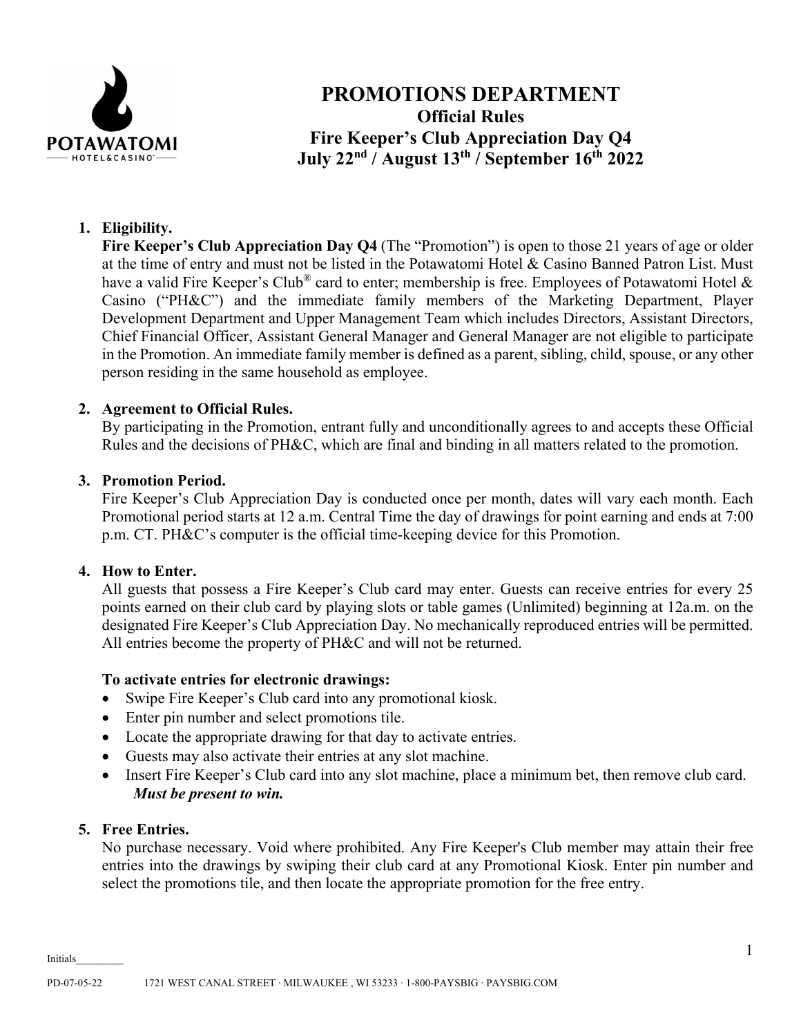# PROMOTIONS DEPARTMENT

## Official Rules

## Fire Keeper's Club Appreciation Day Q4

## July 22nd / August 13th / September 16th 2022

1. **Eligibility.**
   **Fire Keeper's Club Appreciation Day Q4** (The "Promotion") is open to those 21 years of age or older at the time of entry and must not be listed in the Potawatomi Hotel & Casino Banned Patron List. Must have a valid Fire Keeper's Club® card to enter; membership is free. Employees of Potawatomi Hotel & Casino ("PH&C") and the immediate family members of the Marketing Department, Player Development Department and Upper Management Team which includes Directors, Assistant Directors, Chief Financial Officer, Assistant General Manager and General Manager are not eligible to participate in the Promotion. An immediate family member is defined as a parent, sibling, child, spouse, or any other person residing in the same household as employee.

2. **Agreement to Official Rules.**
   By participating in the Promotion, entrant fully and unconditionally agrees to and accepts these Official Rules and the decisions of PH&C, which are final and binding in all matters related to the promotion.

3. **Promotion Period.**
   Fire Keeper's Club Appreciation Day is conducted once per month, dates will vary each month. Each Promotional period starts at 12 a.m. Central Time the day of drawings for point earning and ends at 7:00 p.m. CT. PH&C's computer is the official time-keeping device for this Promotion.

4. **How to Enter.**
   All guests that possess a Fire Keeper's Club card may enter. Guests can receive entries for every 25 points earned on their club card by playing slots or table games (Unlimited) beginning at 12a.m. on the designated Fire Keeper's Club Appreciation Day. No mechanically reproduced entries will be permitted. All entries become the property of PH&C and will not be returned.

   **To activate entries for electronic drawings:**
   - Swipe Fire Keeper's Club card into any promotional kiosk.
   - Enter pin number and select promotions tile.
   - Locate the appropriate drawing for that day to activate entries.
   - Guests may also activate their entries at any slot machine.
   - Insert Fire Keeper's Club card into any slot machine, place a minimum bet, then remove club card.
     ***Must be present to win.***

5. **Free Entries.**
   No purchase necessary. Void where prohibited. Any Fire Keeper's Club member may attain their free entries into the drawings by swiping their club card at any Promotional Kiosk. Enter pin number and select the promotions tile, and then locate the appropriate promotion for the free entry.

Initials_________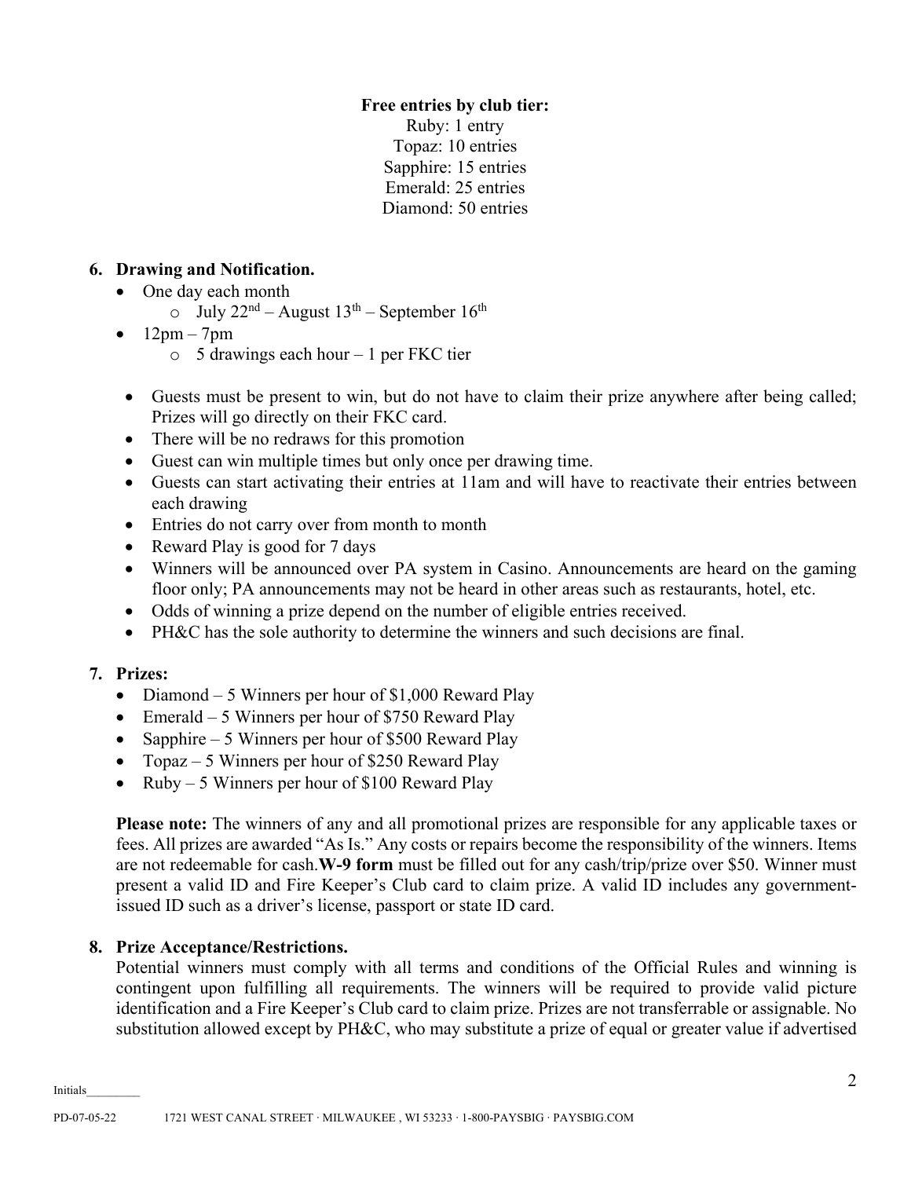**Free entries by club tier:**
Ruby: 1 entry
Topaz: 10 entries
Sapphire: 15 entries
Emerald: 25 entries
Diamond: 50 entries

**6. Drawing and Notification.**

- One day each month
  - July 22nd – August 13th – September 16th
- 12pm – 7pm
  - 5 drawings each hour – 1 per FKC tier

- Guests must be present to win, but do not have to claim their prize anywhere after being called; Prizes will go directly on their FKC card.
- There will be no redraws for this promotion
- Guest can win multiple times but only once per drawing time.
- Guests can start activating their entries at 11am and will have to reactivate their entries between each drawing
- Entries do not carry over from month to month
- Reward Play is good for 7 days
- Winners will be announced over PA system in Casino. Announcements are heard on the gaming floor only; PA announcements may not be heard in other areas such as restaurants, hotel, etc.
- Odds of winning a prize depend on the number of eligible entries received.
- PH&C has the sole authority to determine the winners and such decisions are final.

**7. Prizes:**

- Diamond – 5 Winners per hour of $1,000 Reward Play
- Emerald – 5 Winners per hour of $750 Reward Play
- Sapphire – 5 Winners per hour of $500 Reward Play
- Topaz – 5 Winners per hour of $250 Reward Play
- Ruby – 5 Winners per hour of $100 Reward Play

**Please note:** The winners of any and all promotional prizes are responsible for any applicable taxes or fees. All prizes are awarded "As Is." Any costs or repairs become the responsibility of the winners. Items are not redeemable for cash.**W-9 form** must be filled out for any cash/trip/prize over $50. Winner must present a valid ID and Fire Keeper's Club card to claim prize. A valid ID includes any government-issued ID such as a driver's license, passport or state ID card.

**8. Prize Acceptance/Restrictions.**

Potential winners must comply with all terms and conditions of the Official Rules and winning is contingent upon fulfilling all requirements. The winners will be required to provide valid picture identification and a Fire Keeper's Club card to claim prize. Prizes are not transferrable or assignable. No substitution allowed except by PH&C, who may substitute a prize of equal or greater value if advertised

Initials_________

PD-07-05-22 1721 WEST CANAL STREET · MILWAUKEE , WI 53233 · 1-800-PAYSBIG · PAYSBIG.COM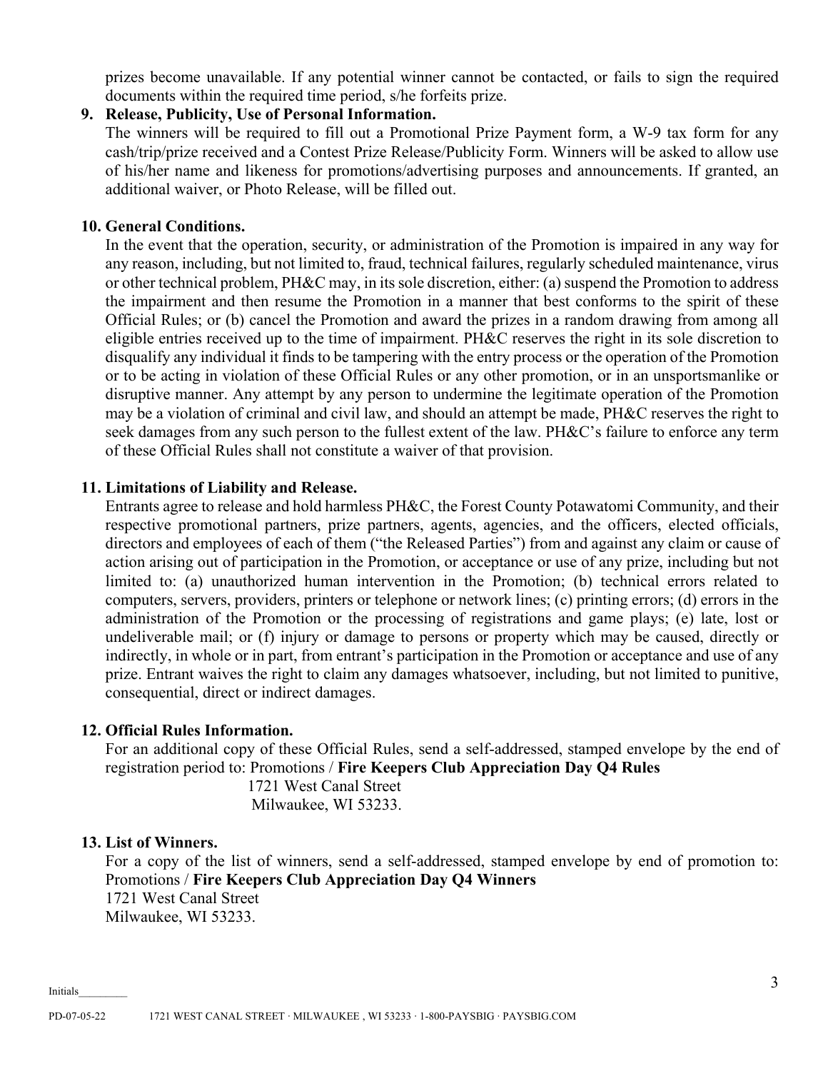prizes become unavailable. If any potential winner cannot be contacted, or fails to sign the required documents within the required time period, s/he forfeits prize.

**9. Release, Publicity, Use of Personal Information.**

The winners will be required to fill out a Promotional Prize Payment form, a W-9 tax form for any cash/trip/prize received and a Contest Prize Release/Publicity Form. Winners will be asked to allow use of his/her name and likeness for promotions/advertising purposes and announcements. If granted, an additional waiver, or Photo Release, will be filled out.

**10. General Conditions.**

In the event that the operation, security, or administration of the Promotion is impaired in any way for any reason, including, but not limited to, fraud, technical failures, regularly scheduled maintenance, virus or other technical problem, PH&C may, in its sole discretion, either: (a) suspend the Promotion to address the impairment and then resume the Promotion in a manner that best conforms to the spirit of these Official Rules; or (b) cancel the Promotion and award the prizes in a random drawing from among all eligible entries received up to the time of impairment. PH&C reserves the right in its sole discretion to disqualify any individual it finds to be tampering with the entry process or the operation of the Promotion or to be acting in violation of these Official Rules or any other promotion, or in an unsportsmanlike or disruptive manner. Any attempt by any person to undermine the legitimate operation of the Promotion may be a violation of criminal and civil law, and should an attempt be made, PH&C reserves the right to seek damages from any such person to the fullest extent of the law. PH&C's failure to enforce any term of these Official Rules shall not constitute a waiver of that provision.

**11. Limitations of Liability and Release.**

Entrants agree to release and hold harmless PH&C, the Forest County Potawatomi Community, and their respective promotional partners, prize partners, agents, agencies, and the officers, elected officials, directors and employees of each of them ("the Released Parties") from and against any claim or cause of action arising out of participation in the Promotion, or acceptance or use of any prize, including but not limited to: (a) unauthorized human intervention in the Promotion; (b) technical errors related to computers, servers, providers, printers or telephone or network lines; (c) printing errors; (d) errors in the administration of the Promotion or the processing of registrations and game plays; (e) late, lost or undeliverable mail; or (f) injury or damage to persons or property which may be caused, directly or indirectly, in whole or in part, from entrant's participation in the Promotion or acceptance and use of any prize. Entrant waives the right to claim any damages whatsoever, including, but not limited to punitive, consequential, direct or indirect damages.

**12. Official Rules Information.**

For an additional copy of these Official Rules, send a self-addressed, stamped envelope by the end of registration period to: Promotions / **Fire Keepers Club Appreciation Day Q4 Rules**
1721 West Canal Street
Milwaukee, WI 53233.

**13. List of Winners.**

For a copy of the list of winners, send a self-addressed, stamped envelope by end of promotion to: Promotions / **Fire Keepers Club Appreciation Day Q4 Winners**
1721 West Canal Street
Milwaukee, WI 53233.

Initials________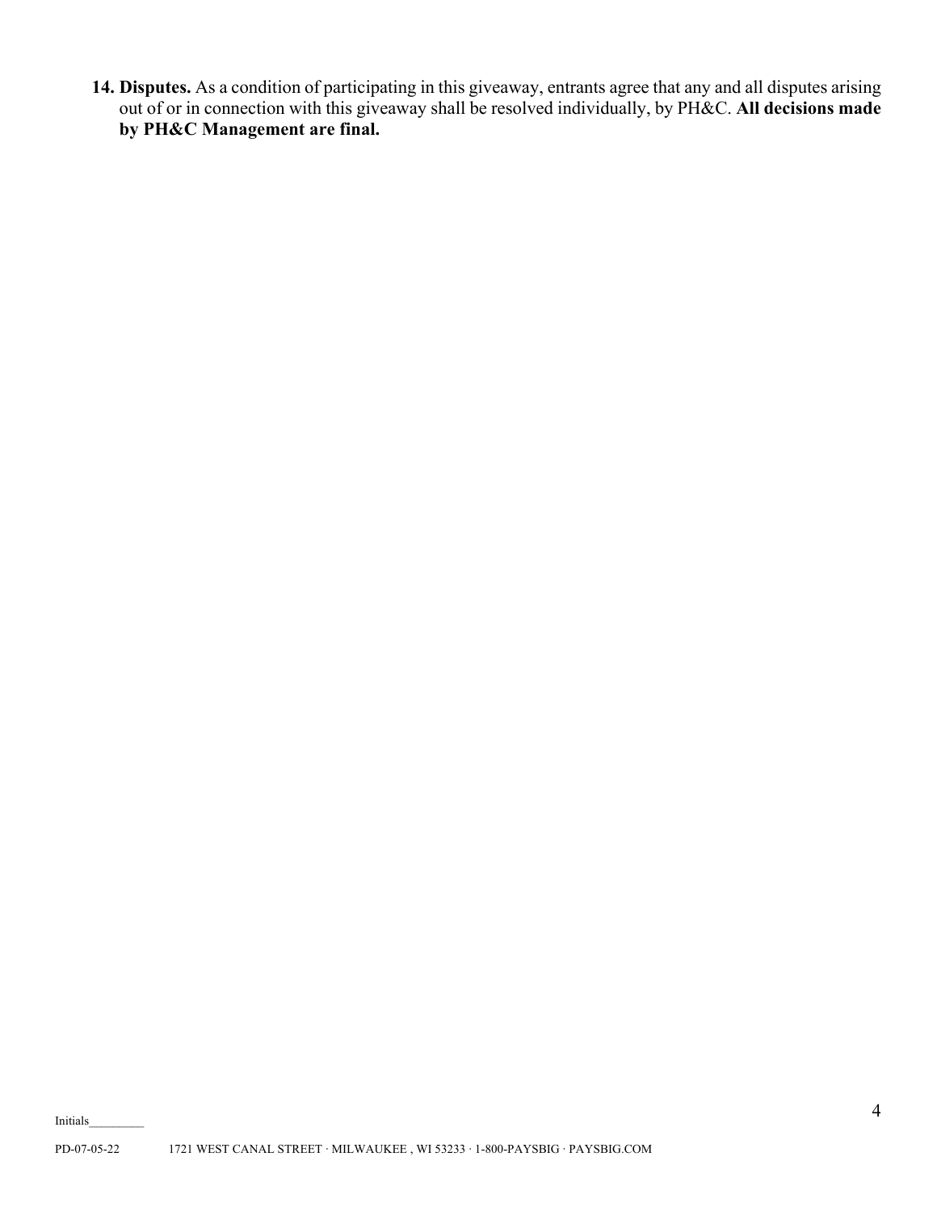14. **Disputes.** As a condition of participating in this giveaway, entrants agree that any and all disputes arising out of or in connection with this giveaway shall be resolved individually, by PH&C. **All decisions made by PH&C Management are final.**